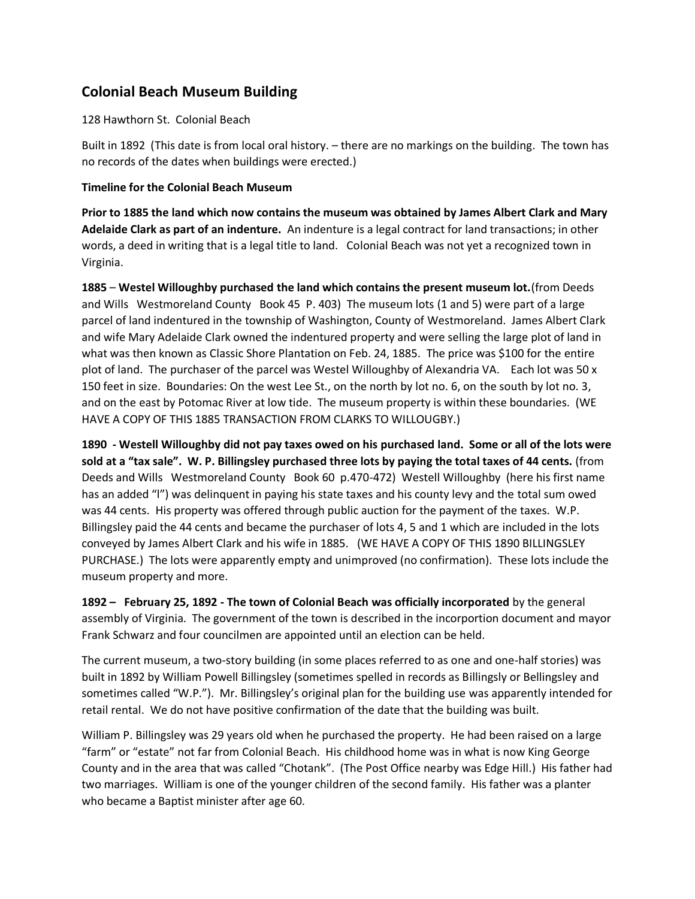## Colonial Beach Museum Building

128 Hawthorn St. Colonial Beach

Built in 1892 (This date is from local oral history. – there are no markings on the building. The town has no records of the dates when buildings were erected.)

**Timeline for the Colonial Beach Museum**

**Prior to 1885 the land which now contains the museum was obtained by James Albert Clark and Mary Adelaide Clark as part of an indenture.** An indenture is a legal contract for land transactions; in other words, a deed in writing that is a legal title to land. Colonial Beach was not yet a recognized town in Virginia.

**1885** – **Westel Willoughby purchased the land which contains the present museum lot.**(from Deeds and Wills Westmoreland County Book 45 P. 403) The museum lots (1 and 5) were part of a large parcel of land indentured in the township of Washington, County of Westmoreland. James Albert Clark and wife Mary Adelaide Clark owned the indentured property and were selling the large plot of land in what was then known as Classic Shore Plantation on Feb. 24, 1885. The price was $100 for the entire plot of land. The purchaser of the parcel was Westel Willoughby of Alexandria VA. Each lot was 50 x 150 feet in size. Boundaries: On the west Lee St., on the north by lot no. 6, on the south by lot no. 3, and on the east by Potomac River at low tide. The museum property is within these boundaries. (WE HAVE A COPY OF THIS 1885 TRANSACTION FROM CLARKS TO WILLOUGBY.)

**1890 - Westell Willoughby did not pay taxes owed on his purchased land. Some or all of the lots were sold at a "tax sale". W. P. Billingsley purchased three lots by paying the total taxes of 44 cents.** (from Deeds and Wills Westmoreland County Book 60 p.470-472) Westell Willoughby (here his first name has an added "l") was delinquent in paying his state taxes and his county levy and the total sum owed was 44 cents. His property was offered through public auction for the payment of the taxes. W.P. Billingsley paid the 44 cents and became the purchaser of lots 4, 5 and 1 which are included in the lots conveyed by James Albert Clark and his wife in 1885. (WE HAVE A COPY OF THIS 1890 BILLINGSLEY PURCHASE.) The lots were apparently empty and unimproved (no confirmation). These lots include the museum property and more.

**1892 – February 25, 1892 - The town of Colonial Beach was officially incorporated** by the general assembly of Virginia. The government of the town is described in the incorportion document and mayor Frank Schwarz and four councilmen are appointed until an election can be held.

The current museum, a two-story building (in some places referred to as one and one-half stories) was built in 1892 by William Powell Billingsley (sometimes spelled in records as Billingsly or Bellingsley and sometimes called "W.P."). Mr. Billingsley's original plan for the building use was apparently intended for retail rental. We do not have positive confirmation of the date that the building was built.

William P. Billingsley was 29 years old when he purchased the property. He had been raised on a large "farm" or "estate" not far from Colonial Beach. His childhood home was in what is now King George County and in the area that was called "Chotank". (The Post Office nearby was Edge Hill.) His father had two marriages. William is one of the younger children of the second family. His father was a planter who became a Baptist minister after age 60.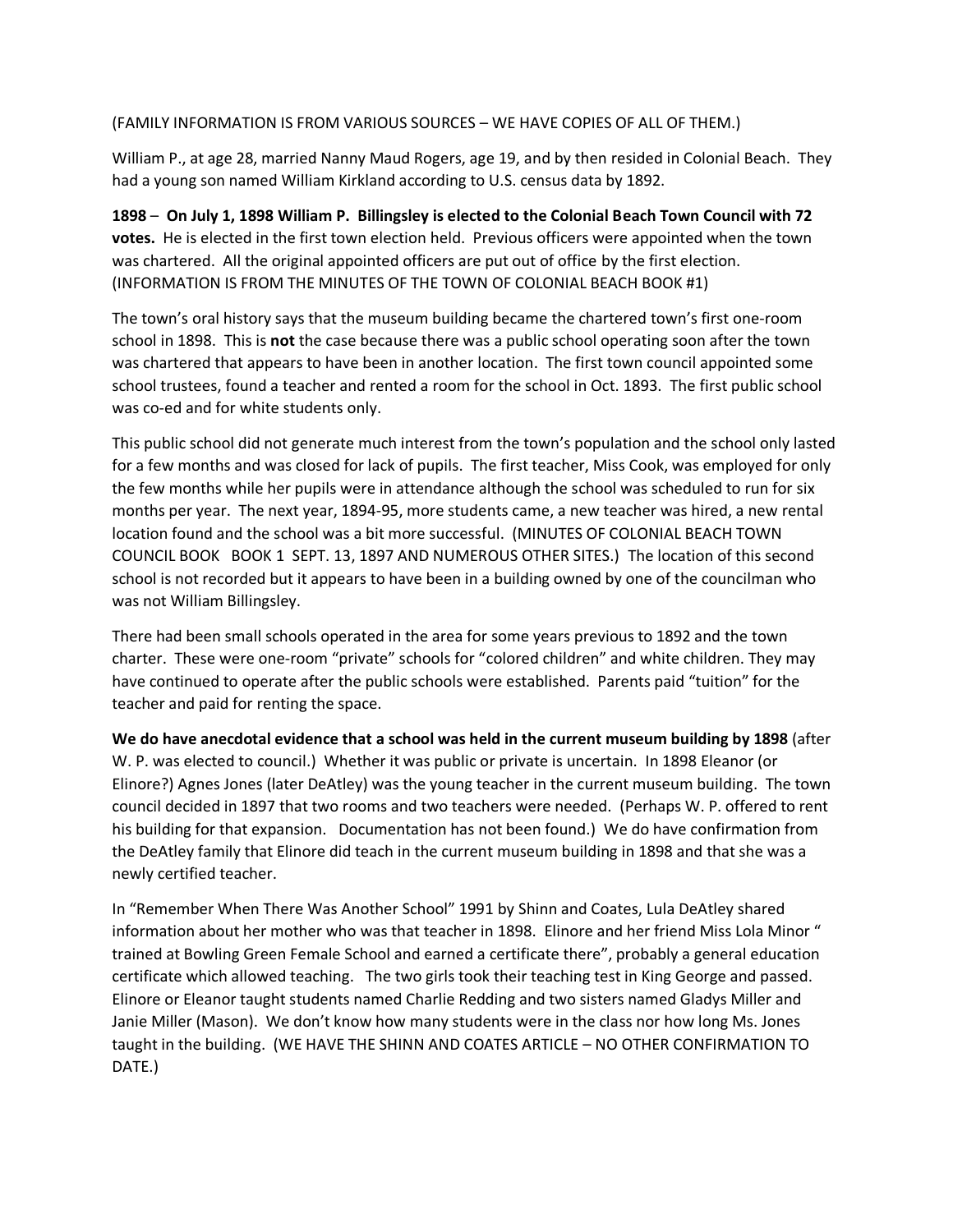(FAMILY INFORMATION IS FROM VARIOUS SOURCES – WE HAVE COPIES OF ALL OF THEM.)

William P., at age 28, married Nanny Maud Rogers, age 19, and by then resided in Colonial Beach. They had a young son named William Kirkland according to U.S. census data by 1892.

**1898** – **On July 1, 1898 William P. Billingsley is elected to the Colonial Beach Town Council with 72 votes.** He is elected in the first town election held. Previous officers were appointed when the town was chartered. All the original appointed officers are put out of office by the first election. (INFORMATION IS FROM THE MINUTES OF THE TOWN OF COLONIAL BEACH BOOK #1)

The town's oral history says that the museum building became the chartered town's first one-room school in 1898. This is **not** the case because there was a public school operating soon after the town was chartered that appears to have been in another location. The first town council appointed some school trustees, found a teacher and rented a room for the school in Oct. 1893. The first public school was co-ed and for white students only.

This public school did not generate much interest from the town's population and the school only lasted for a few months and was closed for lack of pupils. The first teacher, Miss Cook, was employed for only the few months while her pupils were in attendance although the school was scheduled to run for six months per year. The next year, 1894-95, more students came, a new teacher was hired, a new rental location found and the school was a bit more successful. (MINUTES OF COLONIAL BEACH TOWN COUNCIL BOOK BOOK 1 SEPT. 13, 1897 AND NUMEROUS OTHER SITES.) The location of this second school is not recorded but it appears to have been in a building owned by one of the councilman who was not William Billingsley.

There had been small schools operated in the area for some years previous to 1892 and the town charter. These were one-room "private" schools for "colored children" and white children. They may have continued to operate after the public schools were established. Parents paid "tuition" for the teacher and paid for renting the space.

**We do have anecdotal evidence that a school was held in the current museum building by 1898** (after W. P. was elected to council.) Whether it was public or private is uncertain. In 1898 Eleanor (or Elinore?) Agnes Jones (later DeAtley) was the young teacher in the current museum building. The town council decided in 1897 that two rooms and two teachers were needed. (Perhaps W. P. offered to rent his building for that expansion. Documentation has not been found.) We do have confirmation from the DeAtley family that Elinore did teach in the current museum building in 1898 and that she was a newly certified teacher.

In "Remember When There Was Another School" 1991 by Shinn and Coates, Lula DeAtley shared information about her mother who was that teacher in 1898. Elinore and her friend Miss Lola Minor " trained at Bowling Green Female School and earned a certificate there", probably a general education certificate which allowed teaching. The two girls took their teaching test in King George and passed. Elinore or Eleanor taught students named Charlie Redding and two sisters named Gladys Miller and Janie Miller (Mason). We don't know how many students were in the class nor how long Ms. Jones taught in the building. (WE HAVE THE SHINN AND COATES ARTICLE – NO OTHER CONFIRMATION TO DATE.)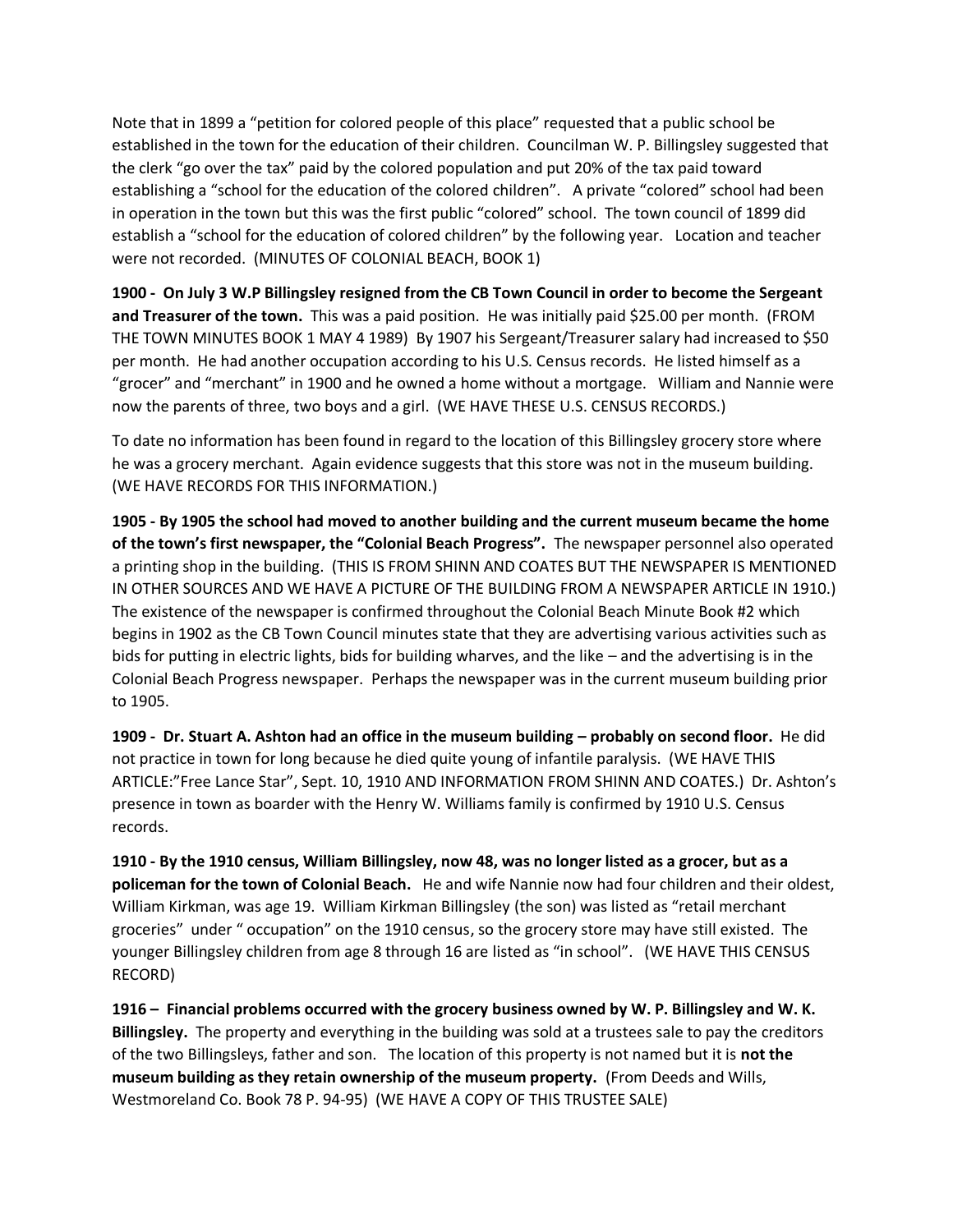Note that in 1899 a "petition for colored people of this place" requested that a public school be established in the town for the education of their children. Councilman W. P. Billingsley suggested that the clerk "go over the tax" paid by the colored population and put 20% of the tax paid toward establishing a "school for the education of the colored children". A private "colored" school had been in operation in the town but this was the first public "colored" school. The town council of 1899 did establish a "school for the education of colored children" by the following year. Location and teacher were not recorded. (MINUTES OF COLONIAL BEACH, BOOK 1)

**1900 - On July 3 W.P Billingsley resigned from the CB Town Council in order to become the Sergeant and Treasurer of the town.** This was a paid position. He was initially paid $25.00 per month. (FROM THE TOWN MINUTES BOOK 1 MAY 4 1989) By 1907 his Sergeant/Treasurer salary had increased to $50 per month. He had another occupation according to his U.S. Census records. He listed himself as a "grocer" and "merchant" in 1900 and he owned a home without a mortgage. William and Nannie were now the parents of three, two boys and a girl. (WE HAVE THESE U.S. CENSUS RECORDS.)

To date no information has been found in regard to the location of this Billingsley grocery store where he was a grocery merchant. Again evidence suggests that this store was not in the museum building. (WE HAVE RECORDS FOR THIS INFORMATION.)

**1905 - By 1905 the school had moved to another building and the current museum became the home of the town's first newspaper, the "Colonial Beach Progress".** The newspaper personnel also operated a printing shop in the building. (THIS IS FROM SHINN AND COATES BUT THE NEWSPAPER IS MENTIONED IN OTHER SOURCES AND WE HAVE A PICTURE OF THE BUILDING FROM A NEWSPAPER ARTICLE IN 1910.) The existence of the newspaper is confirmed throughout the Colonial Beach Minute Book #2 which begins in 1902 as the CB Town Council minutes state that they are advertising various activities such as bids for putting in electric lights, bids for building wharves, and the like – and the advertising is in the Colonial Beach Progress newspaper. Perhaps the newspaper was in the current museum building prior to 1905.

**1909 - Dr. Stuart A. Ashton had an office in the museum building – probably on second floor.** He did not practice in town for long because he died quite young of infantile paralysis. (WE HAVE THIS ARTICLE:"Free Lance Star", Sept. 10, 1910 AND INFORMATION FROM SHINN AND COATES.) Dr. Ashton's presence in town as boarder with the Henry W. Williams family is confirmed by 1910 U.S. Census records.

**1910 - By the 1910 census, William Billingsley, now 48, was no longer listed as a grocer, but as a policeman for the town of Colonial Beach.** He and wife Nannie now had four children and their oldest, William Kirkman, was age 19. William Kirkman Billingsley (the son) was listed as "retail merchant groceries" under " occupation" on the 1910 census, so the grocery store may have still existed. The younger Billingsley children from age 8 through 16 are listed as "in school". (WE HAVE THIS CENSUS RECORD)

**1916 – Financial problems occurred with the grocery business owned by W. P. Billingsley and W. K. Billingsley.** The property and everything in the building was sold at a trustees sale to pay the creditors of the two Billingsleys, father and son. The location of this property is not named but it is **not the museum building as they retain ownership of the museum property.** (From Deeds and Wills, Westmoreland Co. Book 78 P. 94-95) (WE HAVE A COPY OF THIS TRUSTEE SALE)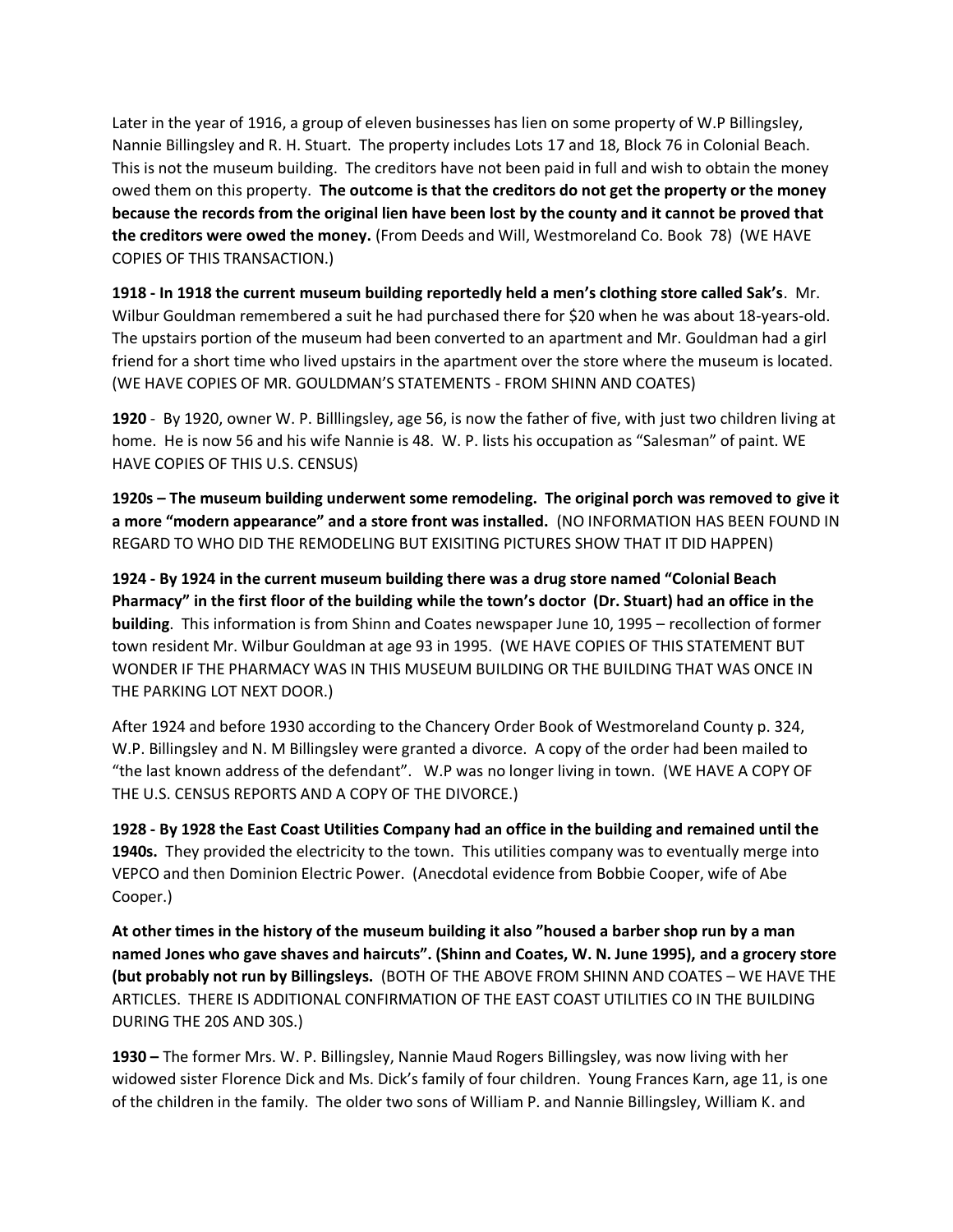Later in the year of 1916, a group of eleven businesses has lien on some property of W.P Billingsley, Nannie Billingsley and R. H. Stuart. The property includes Lots 17 and 18, Block 76 in Colonial Beach. This is not the museum building. The creditors have not been paid in full and wish to obtain the money owed them on this property. **The outcome is that the creditors do not get the property or the money because the records from the original lien have been lost by the county and it cannot be proved that the creditors were owed the money.** (From Deeds and Will, Westmoreland Co. Book 78) (WE HAVE COPIES OF THIS TRANSACTION.)

**1918 - In 1918 the current museum building reportedly held a men's clothing store called Sak's**. Mr. Wilbur Gouldman remembered a suit he had purchased there for $20 when he was about 18-years-old. The upstairs portion of the museum had been converted to an apartment and Mr. Gouldman had a girl friend for a short time who lived upstairs in the apartment over the store where the museum is located. (WE HAVE COPIES OF MR. GOULDMAN'S STATEMENTS - FROM SHINN AND COATES)

**1920** - By 1920, owner W. P. Billlingsley, age 56, is now the father of five, with just two children living at home. He is now 56 and his wife Nannie is 48. W. P. lists his occupation as "Salesman" of paint. WE HAVE COPIES OF THIS U.S. CENSUS)

**1920s – The museum building underwent some remodeling. The original porch was removed to give it a more "modern appearance" and a store front was installed.** (NO INFORMATION HAS BEEN FOUND IN REGARD TO WHO DID THE REMODELING BUT EXISITING PICTURES SHOW THAT IT DID HAPPEN)

**1924 - By 1924 in the current museum building there was a drug store named "Colonial Beach Pharmacy" in the first floor of the building while the town's doctor (Dr. Stuart) had an office in the building**. This information is from Shinn and Coates newspaper June 10, 1995 – recollection of former town resident Mr. Wilbur Gouldman at age 93 in 1995. (WE HAVE COPIES OF THIS STATEMENT BUT WONDER IF THE PHARMACY WAS IN THIS MUSEUM BUILDING OR THE BUILDING THAT WAS ONCE IN THE PARKING LOT NEXT DOOR.)

After 1924 and before 1930 according to the Chancery Order Book of Westmoreland County p. 324, W.P. Billingsley and N. M Billingsley were granted a divorce. A copy of the order had been mailed to "the last known address of the defendant". W.P was no longer living in town. (WE HAVE A COPY OF THE U.S. CENSUS REPORTS AND A COPY OF THE DIVORCE.)

**1928 - By 1928 the East Coast Utilities Company had an office in the building and remained until the 1940s.** They provided the electricity to the town. This utilities company was to eventually merge into VEPCO and then Dominion Electric Power. (Anecdotal evidence from Bobbie Cooper, wife of Abe Cooper.)

**At other times in the history of the museum building it also "housed a barber shop run by a man named Jones who gave shaves and haircuts". (Shinn and Coates, W. N. June 1995), and a grocery store (but probably not run by Billingsleys.** (BOTH OF THE ABOVE FROM SHINN AND COATES – WE HAVE THE ARTICLES. THERE IS ADDITIONAL CONFIRMATION OF THE EAST COAST UTILITIES CO IN THE BUILDING DURING THE 20S AND 30S.)

**1930 –** The former Mrs. W. P. Billingsley, Nannie Maud Rogers Billingsley, was now living with her widowed sister Florence Dick and Ms. Dick's family of four children. Young Frances Karn, age 11, is one of the children in the family. The older two sons of William P. and Nannie Billingsley, William K. and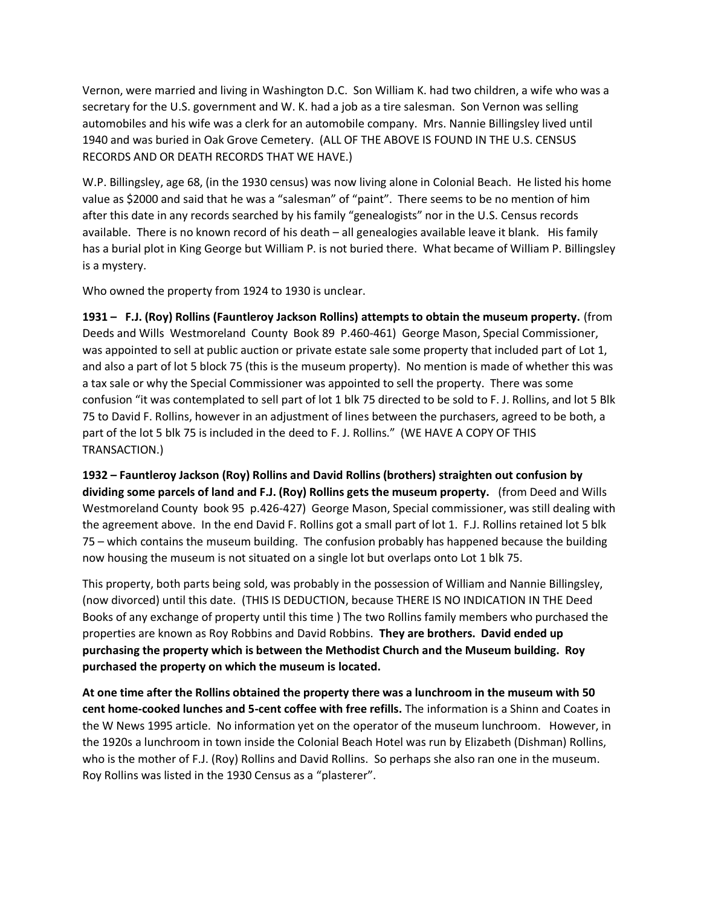Vernon, were married and living in Washington D.C. Son William K. had two children, a wife who was a secretary for the U.S. government and W. K. had a job as a tire salesman. Son Vernon was selling automobiles and his wife was a clerk for an automobile company. Mrs. Nannie Billingsley lived until 1940 and was buried in Oak Grove Cemetery. (ALL OF THE ABOVE IS FOUND IN THE U.S. CENSUS RECORDS AND OR DEATH RECORDS THAT WE HAVE.)

W.P. Billingsley, age 68, (in the 1930 census) was now living alone in Colonial Beach. He listed his home value as $2000 and said that he was a "salesman" of "paint". There seems to be no mention of him after this date in any records searched by his family "genealogists" nor in the U.S. Census records available. There is no known record of his death – all genealogies available leave it blank. His family has a burial plot in King George but William P. is not buried there. What became of William P. Billingsley is a mystery.

Who owned the property from 1924 to 1930 is unclear.

**1931 – F.J. (Roy) Rollins (Fauntleroy Jackson Rollins) attempts to obtain the museum property.** (from Deeds and Wills Westmoreland County Book 89 P.460-461) George Mason, Special Commissioner, was appointed to sell at public auction or private estate sale some property that included part of Lot 1, and also a part of lot 5 block 75 (this is the museum property). No mention is made of whether this was a tax sale or why the Special Commissioner was appointed to sell the property. There was some confusion "it was contemplated to sell part of lot 1 blk 75 directed to be sold to F. J. Rollins, and lot 5 Blk 75 to David F. Rollins, however in an adjustment of lines between the purchasers, agreed to be both, a part of the lot 5 blk 75 is included in the deed to F. J. Rollins." (WE HAVE A COPY OF THIS TRANSACTION.)

**1932 – Fauntleroy Jackson (Roy) Rollins and David Rollins (brothers) straighten out confusion by dividing some parcels of land and F.J. (Roy) Rollins gets the museum property.** (from Deed and Wills Westmoreland County book 95 p.426-427) George Mason, Special commissioner, was still dealing with the agreement above. In the end David F. Rollins got a small part of lot 1. F.J. Rollins retained lot 5 blk 75 – which contains the museum building. The confusion probably has happened because the building now housing the museum is not situated on a single lot but overlaps onto Lot 1 blk 75.

This property, both parts being sold, was probably in the possession of William and Nannie Billingsley, (now divorced) until this date. (THIS IS DEDUCTION, because THERE IS NO INDICATION IN THE Deed Books of any exchange of property until this time ) The two Rollins family members who purchased the properties are known as Roy Robbins and David Robbins. **They are brothers. David ended up purchasing the property which is between the Methodist Church and the Museum building. Roy purchased the property on which the museum is located.**

**At one time after the Rollins obtained the property there was a lunchroom in the museum with 50 cent home-cooked lunches and 5-cent coffee with free refills.** The information is a Shinn and Coates in the W News 1995 article. No information yet on the operator of the museum lunchroom. However, in the 1920s a lunchroom in town inside the Colonial Beach Hotel was run by Elizabeth (Dishman) Rollins, who is the mother of F.J. (Roy) Rollins and David Rollins. So perhaps she also ran one in the museum. Roy Rollins was listed in the 1930 Census as a "plasterer".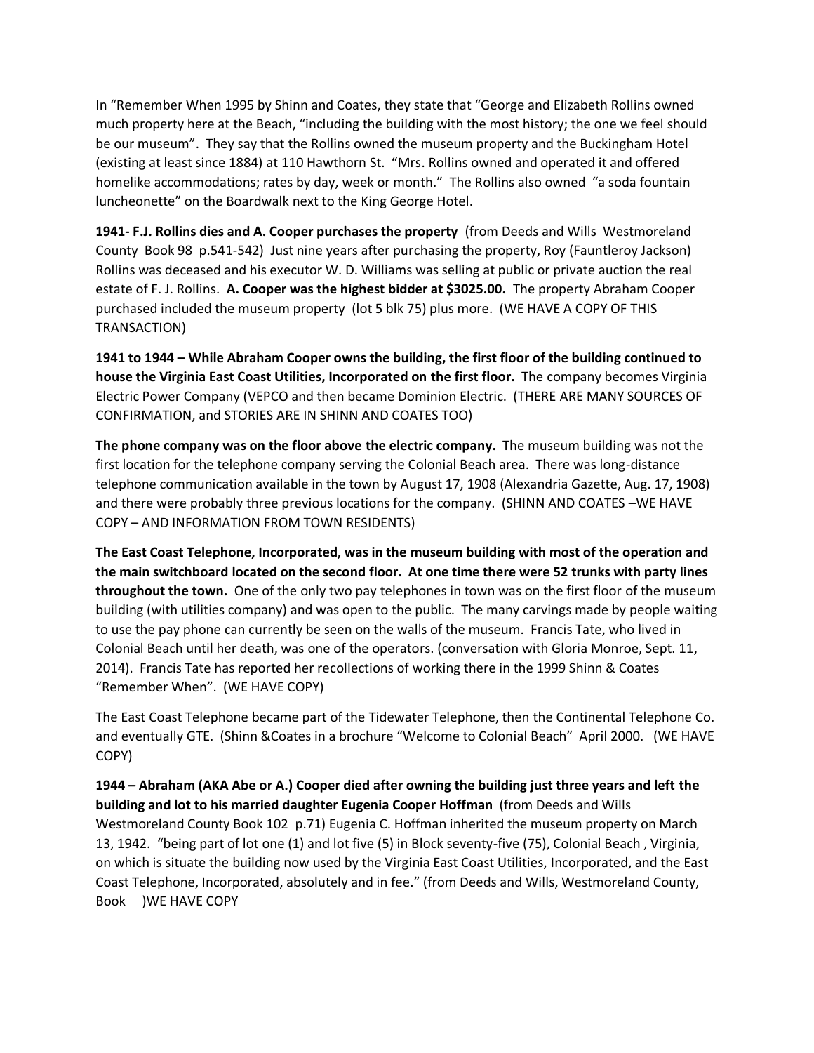In “Remember When 1995 by Shinn and Coates, they state that “George and Elizabeth Rollins owned much property here at the Beach, “including the building with the most history; the one we feel should be our museum”. They say that the Rollins owned the museum property and the Buckingham Hotel (existing at least since 1884) at 110 Hawthorn St. “Mrs. Rollins owned and operated it and offered homelike accommodations; rates by day, week or month.” The Rollins also owned “a soda fountain luncheonette” on the Boardwalk next to the King George Hotel.

**1941- F.J. Rollins dies and A. Cooper purchases the property** (from Deeds and Wills Westmoreland County Book 98 p.541-542) Just nine years after purchasing the property, Roy (Fauntleroy Jackson) Rollins was deceased and his executor W. D. Williams was selling at public or private auction the real estate of F. J. Rollins. **A. Cooper was the highest bidder at $3025.00.** The property Abraham Cooper purchased included the museum property (lot 5 blk 75) plus more. (WE HAVE A COPY OF THIS TRANSACTION)

**1941 to 1944 – While Abraham Cooper owns the building, the first floor of the building continued to house the Virginia East Coast Utilities, Incorporated on the first floor.** The company becomes Virginia Electric Power Company (VEPCO and then became Dominion Electric. (THERE ARE MANY SOURCES OF CONFIRMATION, and STORIES ARE IN SHINN AND COATES TOO)

**The phone company was on the floor above the electric company.** The museum building was not the first location for the telephone company serving the Colonial Beach area. There was long-distance telephone communication available in the town by August 17, 1908 (Alexandria Gazette, Aug. 17, 1908) and there were probably three previous locations for the company. (SHINN AND COATES –WE HAVE COPY – AND INFORMATION FROM TOWN RESIDENTS)

**The East Coast Telephone, Incorporated, was in the museum building with most of the operation and the main switchboard located on the second floor. At one time there were 52 trunks with party lines throughout the town.** One of the only two pay telephones in town was on the first floor of the museum building (with utilities company) and was open to the public. The many carvings made by people waiting to use the pay phone can currently be seen on the walls of the museum. Francis Tate, who lived in Colonial Beach until her death, was one of the operators. (conversation with Gloria Monroe, Sept. 11, 2014). Francis Tate has reported her recollections of working there in the 1999 Shinn & Coates “Remember When”. (WE HAVE COPY)

The East Coast Telephone became part of the Tidewater Telephone, then the Continental Telephone Co. and eventually GTE. (Shinn &Coates in a brochure “Welcome to Colonial Beach” April 2000. (WE HAVE COPY)

**1944 – Abraham (AKA Abe or A.) Cooper died after owning the building just three years and left the building and lot to his married daughter Eugenia Cooper Hoffman** (from Deeds and Wills Westmoreland County Book 102 p.71) Eugenia C. Hoffman inherited the museum property on March 13, 1942. “being part of lot one (1) and lot five (5) in Block seventy-five (75), Colonial Beach , Virginia, on which is situate the building now used by the Virginia East Coast Utilities, Incorporated, and the East Coast Telephone, Incorporated, absolutely and in fee.” (from Deeds and Wills, Westmoreland County, Book )WE HAVE COPY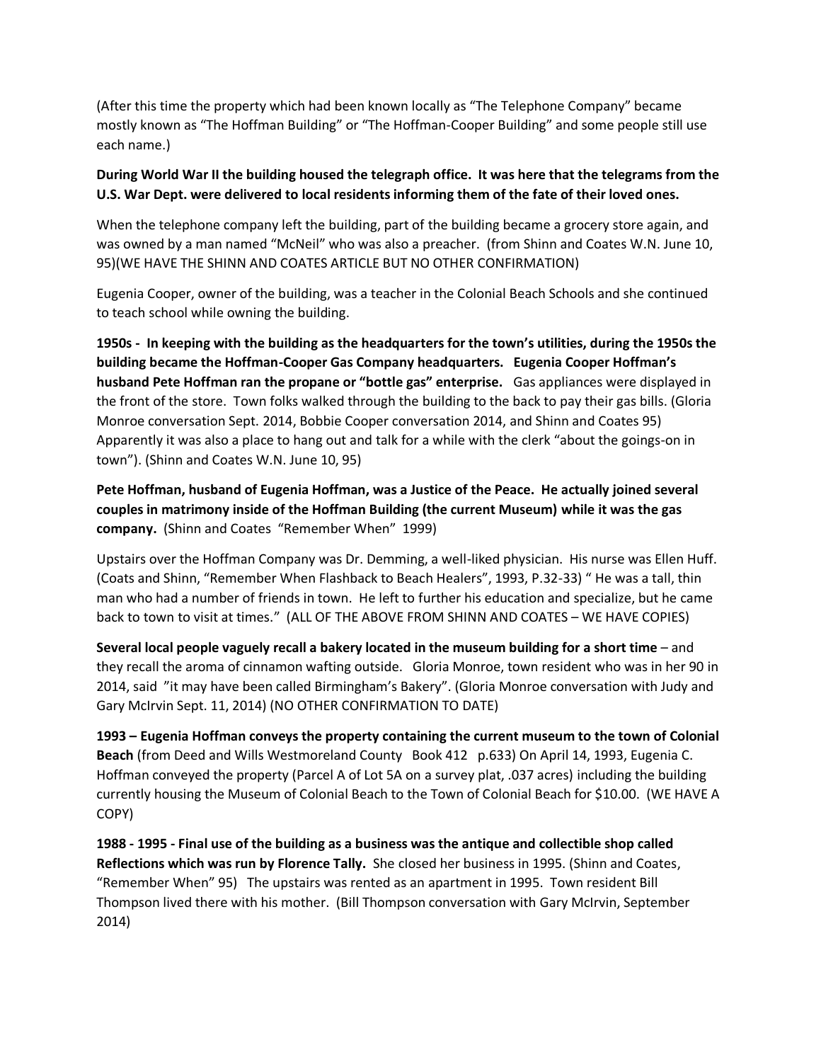(After this time the property which had been known locally as "The Telephone Company" became mostly known as "The Hoffman Building" or "The Hoffman-Cooper Building" and some people still use each name.)

**During World War II the building housed the telegraph office. It was here that the telegrams from the U.S. War Dept. were delivered to local residents informing them of the fate of their loved ones.**

When the telephone company left the building, part of the building became a grocery store again, and was owned by a man named "McNeil" who was also a preacher. (from Shinn and Coates W.N. June 10, 95)(WE HAVE THE SHINN AND COATES ARTICLE BUT NO OTHER CONFIRMATION)

Eugenia Cooper, owner of the building, was a teacher in the Colonial Beach Schools and she continued to teach school while owning the building.

**1950s - In keeping with the building as the headquarters for the town's utilities, during the 1950s the building became the Hoffman-Cooper Gas Company headquarters. Eugenia Cooper Hoffman's husband Pete Hoffman ran the propane or "bottle gas" enterprise.** Gas appliances were displayed in the front of the store. Town folks walked through the building to the back to pay their gas bills. (Gloria Monroe conversation Sept. 2014, Bobbie Cooper conversation 2014, and Shinn and Coates 95) Apparently it was also a place to hang out and talk for a while with the clerk "about the goings-on in town"). (Shinn and Coates W.N. June 10, 95)

**Pete Hoffman, husband of Eugenia Hoffman, was a Justice of the Peace. He actually joined several couples in matrimony inside of the Hoffman Building (the current Museum) while it was the gas company.** (Shinn and Coates "Remember When" 1999)

Upstairs over the Hoffman Company was Dr. Demming, a well-liked physician. His nurse was Ellen Huff. (Coats and Shinn, "Remember When Flashback to Beach Healers", 1993, P.32-33) " He was a tall, thin man who had a number of friends in town. He left to further his education and specialize, but he came back to town to visit at times." (ALL OF THE ABOVE FROM SHINN AND COATES – WE HAVE COPIES)

**Several local people vaguely recall a bakery located in the museum building for a short time** – and they recall the aroma of cinnamon wafting outside. Gloria Monroe, town resident who was in her 90 in 2014, said "it may have been called Birmingham's Bakery". (Gloria Monroe conversation with Judy and Gary McIrvin Sept. 11, 2014) (NO OTHER CONFIRMATION TO DATE)

**1993 – Eugenia Hoffman conveys the property containing the current museum to the town of Colonial Beach** (from Deed and Wills Westmoreland County Book 412 p.633) On April 14, 1993, Eugenia C. Hoffman conveyed the property (Parcel A of Lot 5A on a survey plat, .037 acres) including the building currently housing the Museum of Colonial Beach to the Town of Colonial Beach for $10.00. (WE HAVE A COPY)

**1988 - 1995 - Final use of the building as a business was the antique and collectible shop called Reflections which was run by Florence Tally.** She closed her business in 1995. (Shinn and Coates, "Remember When" 95) The upstairs was rented as an apartment in 1995. Town resident Bill Thompson lived there with his mother. (Bill Thompson conversation with Gary McIrvin, September 2014)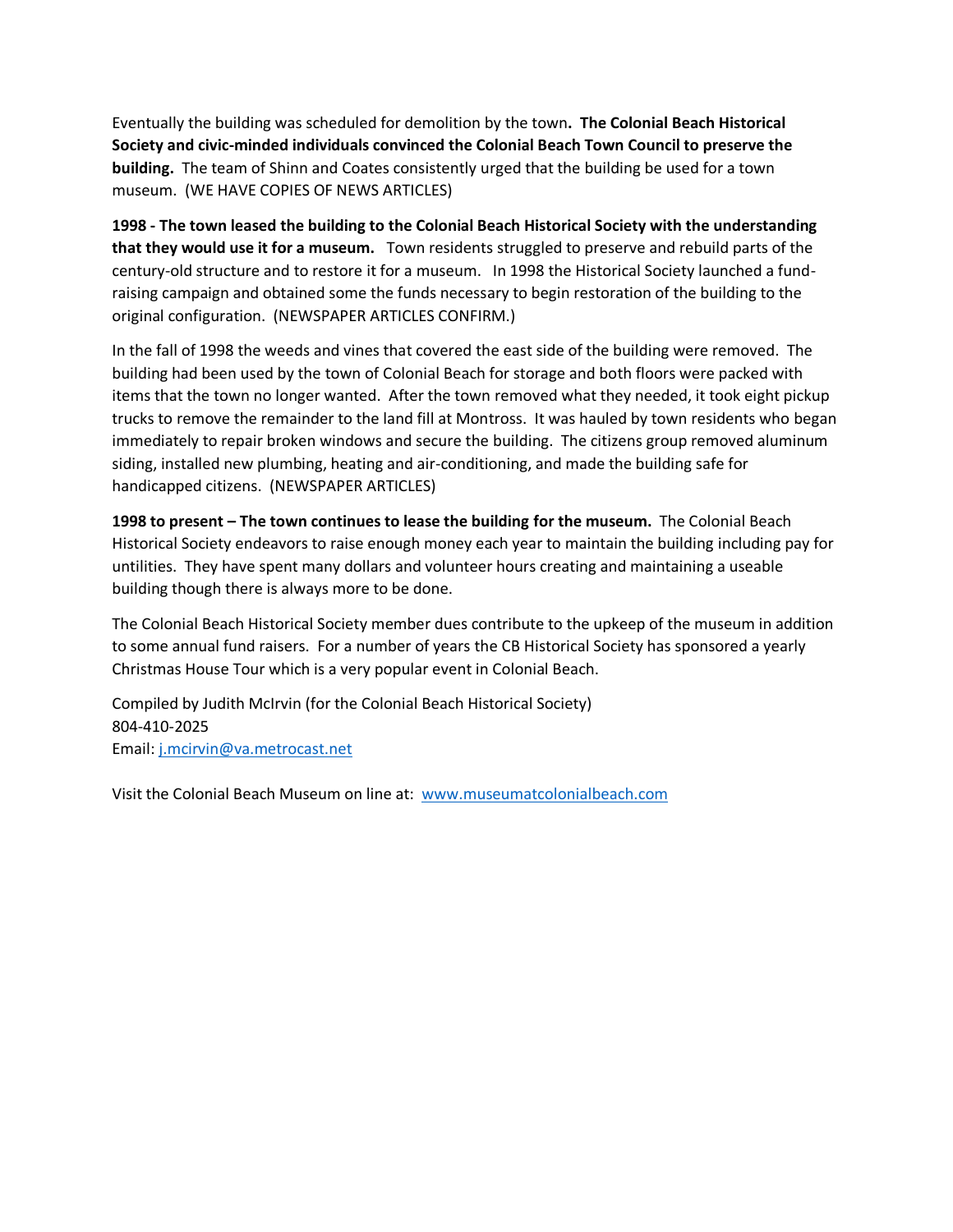Eventually the building was scheduled for demolition by the town**. The Colonial Beach Historical Society and civic-minded individuals convinced the Colonial Beach Town Council to preserve the building.** The team of Shinn and Coates consistently urged that the building be used for a town museum. (WE HAVE COPIES OF NEWS ARTICLES)

**1998 - The town leased the building to the Colonial Beach Historical Society with the understanding that they would use it for a museum.** Town residents struggled to preserve and rebuild parts of the century-old structure and to restore it for a museum. In 1998 the Historical Society launched a fund-raising campaign and obtained some the funds necessary to begin restoration of the building to the original configuration. (NEWSPAPER ARTICLES CONFIRM.)

In the fall of 1998 the weeds and vines that covered the east side of the building were removed. The building had been used by the town of Colonial Beach for storage and both floors were packed with items that the town no longer wanted. After the town removed what they needed, it took eight pickup trucks to remove the remainder to the land fill at Montross. It was hauled by town residents who began immediately to repair broken windows and secure the building. The citizens group removed aluminum siding, installed new plumbing, heating and air-conditioning, and made the building safe for handicapped citizens. (NEWSPAPER ARTICLES)

**1998 to present – The town continues to lease the building for the museum.** The Colonial Beach Historical Society endeavors to raise enough money each year to maintain the building including pay for untilities. They have spent many dollars and volunteer hours creating and maintaining a useable building though there is always more to be done.

The Colonial Beach Historical Society member dues contribute to the upkeep of the museum in addition to some annual fund raisers. For a number of years the CB Historical Society has sponsored a yearly Christmas House Tour which is a very popular event in Colonial Beach.

Compiled by Judith McIrvin (for the Colonial Beach Historical Society)
804-410-2025
Email: j.mcirvin@va.metrocast.net

Visit the Colonial Beach Museum on line at: www.museumatcolonialbeach.com